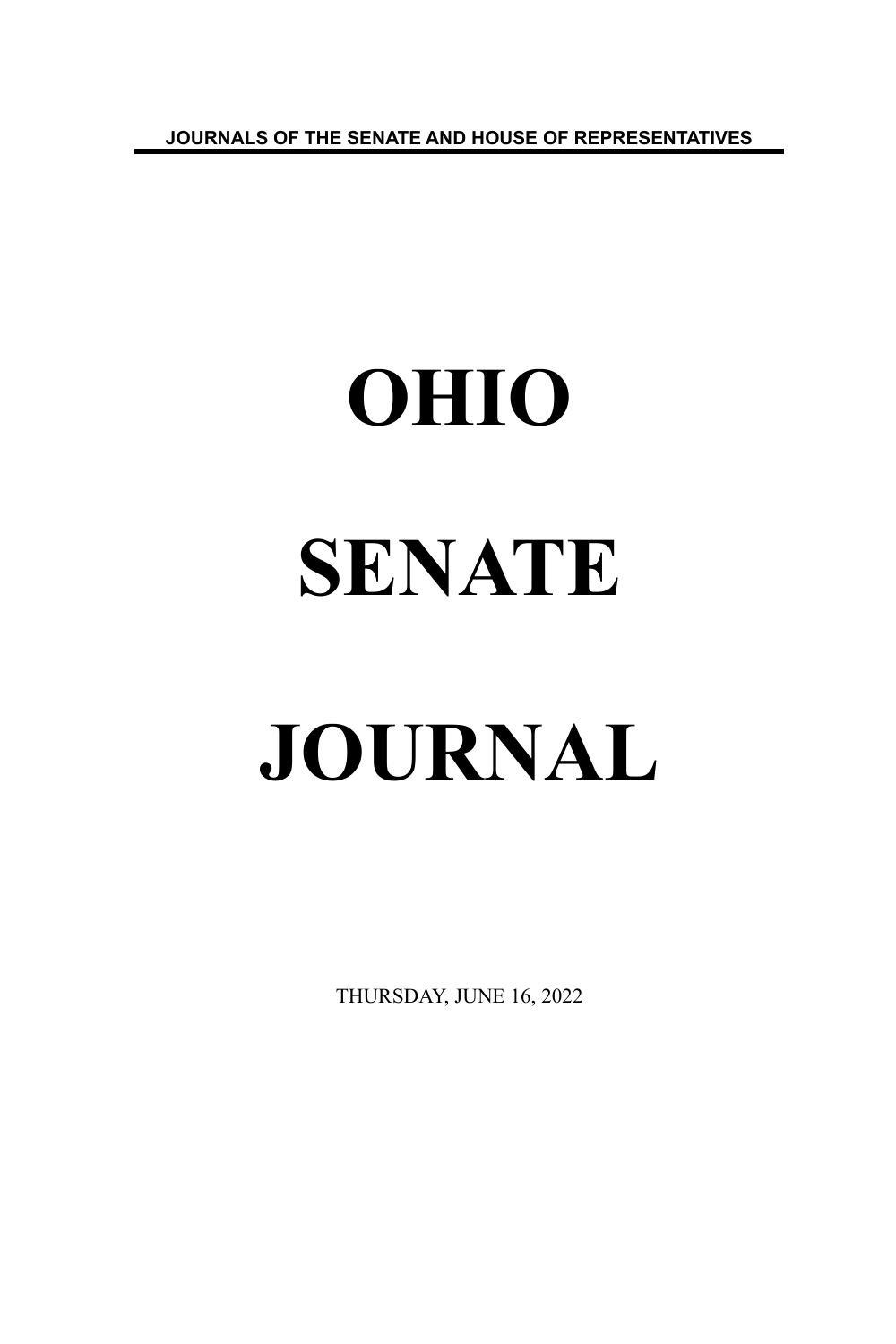JOURNALS OF THE SENATE AND HOUSE OF REPRESENTATIVES

# OHIO

# SENATE

# JOURNAL

THURSDAY, JUNE 16, 2022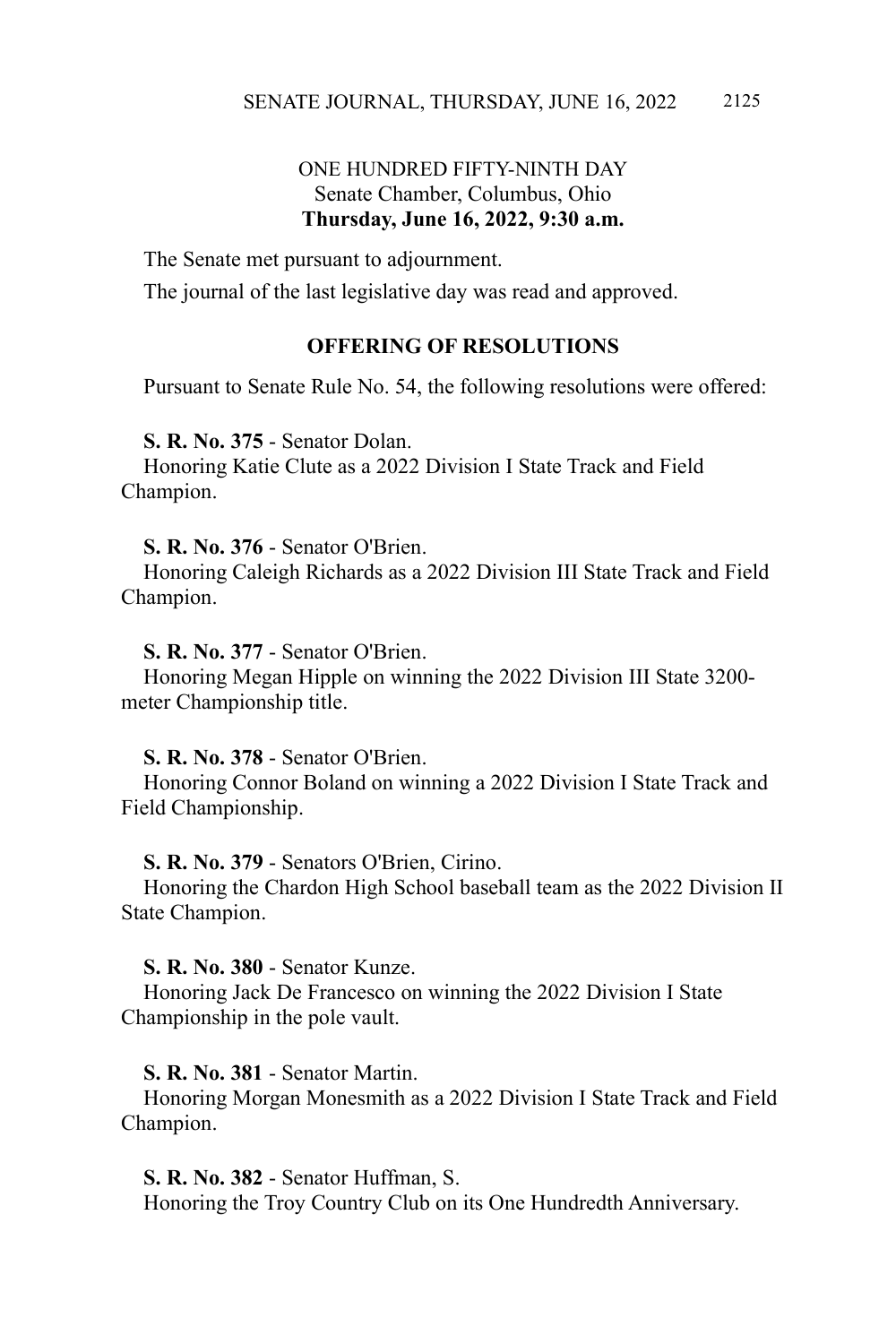# ONE HUNDRED FIFTY-NINTH DAY

Senate Chamber, Columbus, Ohio

**Thursday, June 16, 2022, 9:30 a.m.**

The Senate met pursuant to adjournment.

The journal of the last legislative day was read and approved.

## OFFERING OF RESOLUTIONS

Pursuant to Senate Rule No. 54, the following resolutions were offered:

**S. R. No. 375** - Senator Dolan.
Honoring Katie Clute as a 2022 Division I State Track and Field Champion.

**S. R. No. 376** - Senator O'Brien.
Honoring Caleigh Richards as a 2022 Division III State Track and Field Champion.

**S. R. No. 377** - Senator O'Brien.
Honoring Megan Hipple on winning the 2022 Division III State 3200-meter Championship title.

**S. R. No. 378** - Senator O'Brien.
Honoring Connor Boland on winning a 2022 Division I State Track and Field Championship.

**S. R. No. 379** - Senators O'Brien, Cirino.
Honoring the Chardon High School baseball team as the 2022 Division II State Champion.

**S. R. No. 380** - Senator Kunze.
Honoring Jack De Francesco on winning the 2022 Division I State Championship in the pole vault.

**S. R. No. 381** - Senator Martin.
Honoring Morgan Monesmith as a 2022 Division I State Track and Field Champion.

**S. R. No. 382** - Senator Huffman, S.
Honoring the Troy Country Club on its One Hundredth Anniversary.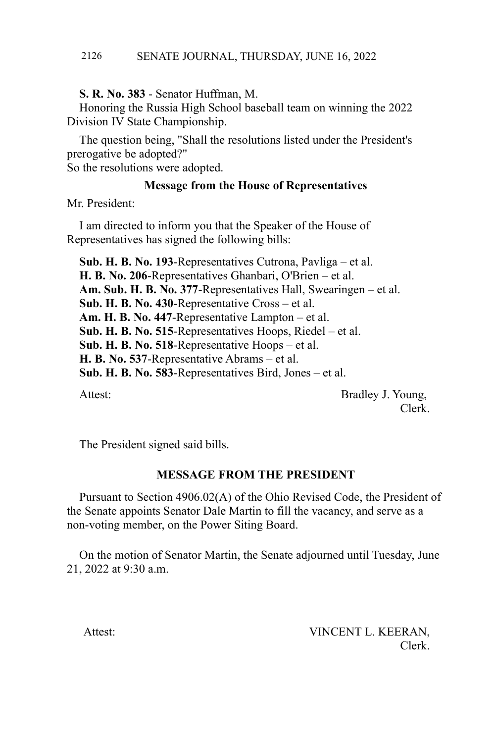**S. R. No. 383** - Senator Huffman, M.

Honoring the Russia High School baseball team on winning the 2022 Division IV State Championship.

The question being, "Shall the resolutions listed under the President's prerogative be adopted?"
So the resolutions were adopted.

### Message from the House of Representatives

Mr. President:

I am directed to inform you that the Speaker of the House of Representatives has signed the following bills:

**Sub. H. B. No. 193**-Representatives Cutrona, Pavliga – et al.
**H. B. No. 206**-Representatives Ghanbari, O'Brien – et al.
**Am. Sub. H. B. No. 377**-Representatives Hall, Swearingen – et al.
**Sub. H. B. No. 430**-Representative Cross – et al.
**Am. H. B. No. 447**-Representative Lampton – et al.
**Sub. H. B. No. 515**-Representatives Hoops, Riedel – et al.
**Sub. H. B. No. 518**-Representative Hoops – et al.
**H. B. No. 537**-Representative Abrams – et al.
**Sub. H. B. No. 583**-Representatives Bird, Jones – et al.

Attest: Bradley J. Young,
Clerk.

The President signed said bills.

### MESSAGE FROM THE PRESIDENT

Pursuant to Section 4906.02(A) of the Ohio Revised Code, the President of the Senate appoints Senator Dale Martin to fill the vacancy, and serve as a non-voting member, on the Power Siting Board.

On the motion of Senator Martin, the Senate adjourned until Tuesday, June 21, 2022 at 9:30 a.m.

Attest: VINCENT L. KEERAN,
Clerk.